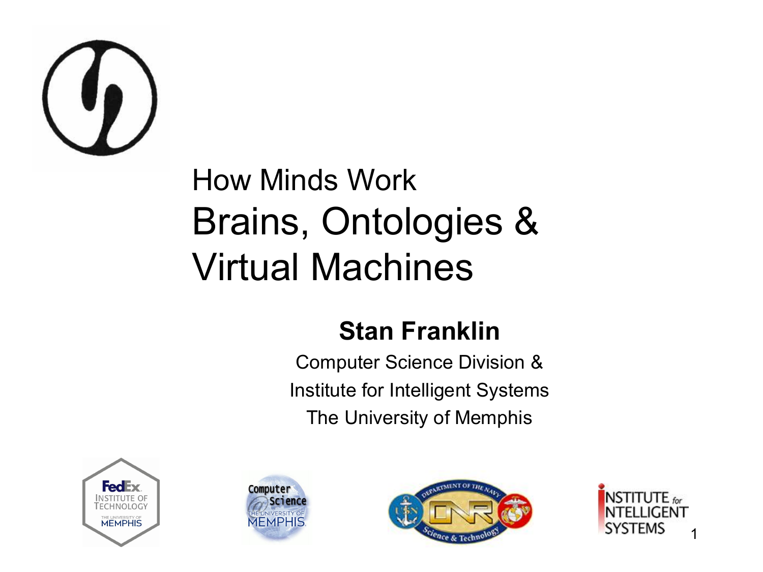# How Minds Work

# Brains, Ontologies & Virtual Machines

**Stan Franklin**

Computer Science Division &

Institute for Intelligent Systems

The University of Memphis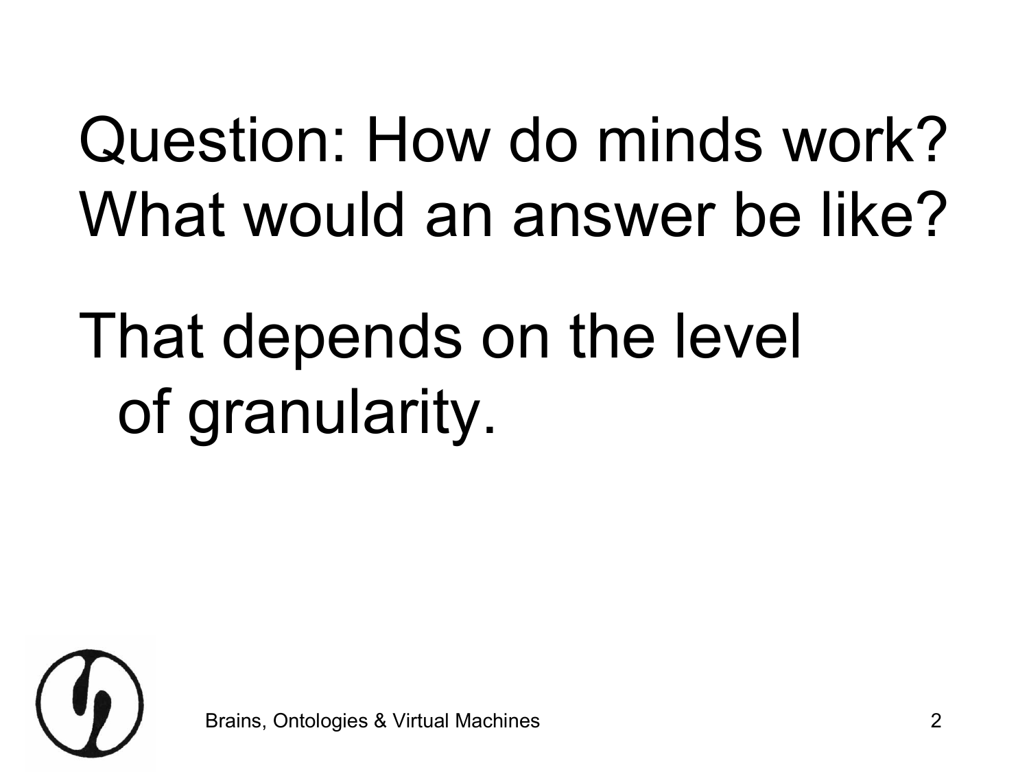Question: How do minds work?
What would an answer be like?

That depends on the level of granularity.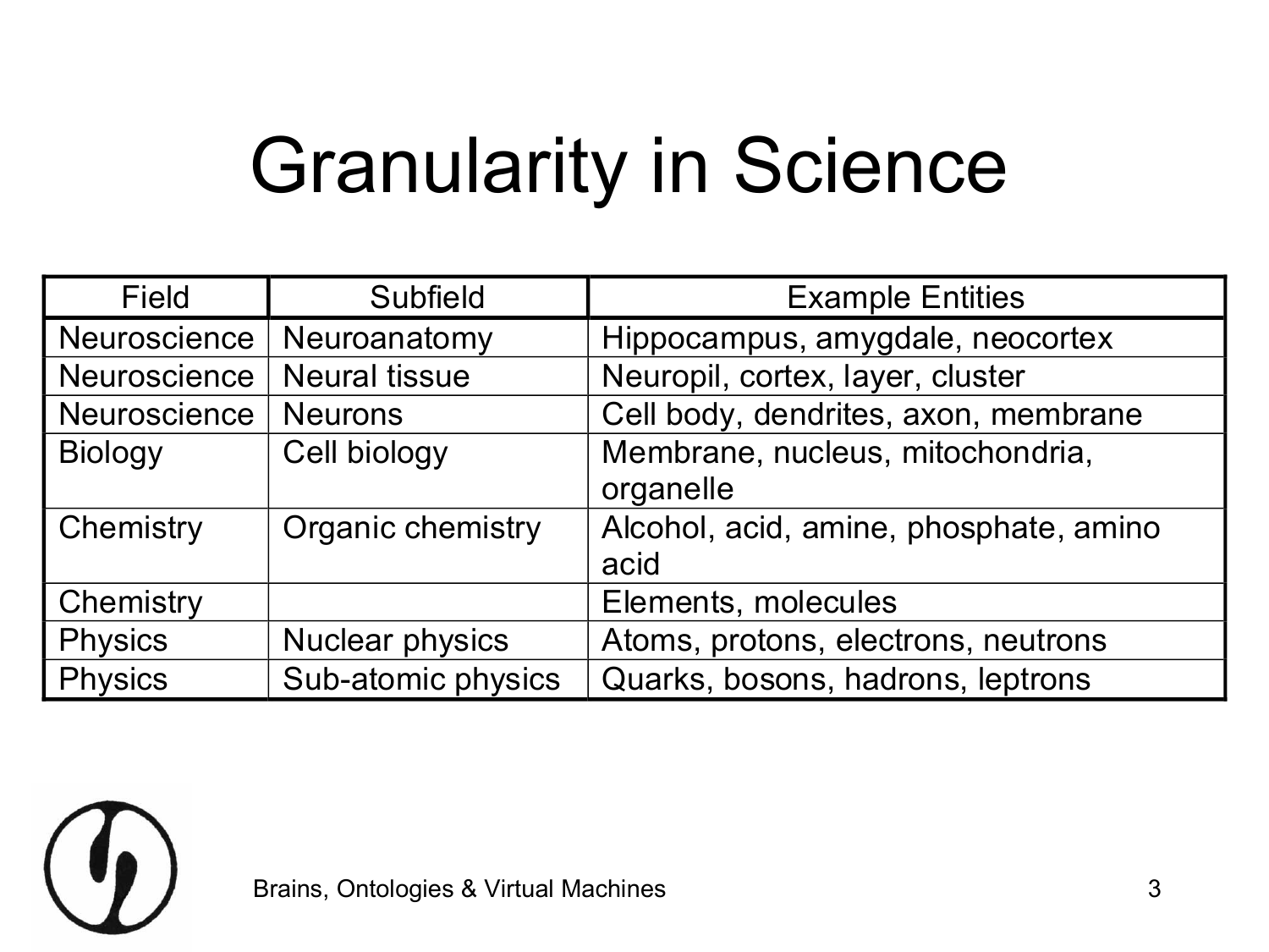# Granularity in Science

| Field | Subfield | Example Entities |
|---|---|---|
| Neuroscience | Neuroanatomy | Hippocampus, amygdale, neocortex |
| Neuroscience | Neural tissue | Neuropil, cortex, layer, cluster |
| Neuroscience | Neurons | Cell body, dendrites, axon, membrane |
| Biology | Cell biology | Membrane, nucleus, mitochondria, organelle |
| Chemistry | Organic chemistry | Alcohol, acid, amine, phosphate, amino acid |
| Chemistry | | Elements, molecules |
| Physics | Nuclear physics | Atoms, protons, electrons, neutrons |
| Physics | Sub-atomic physics | Quarks, bosons, hadrons, leptrons |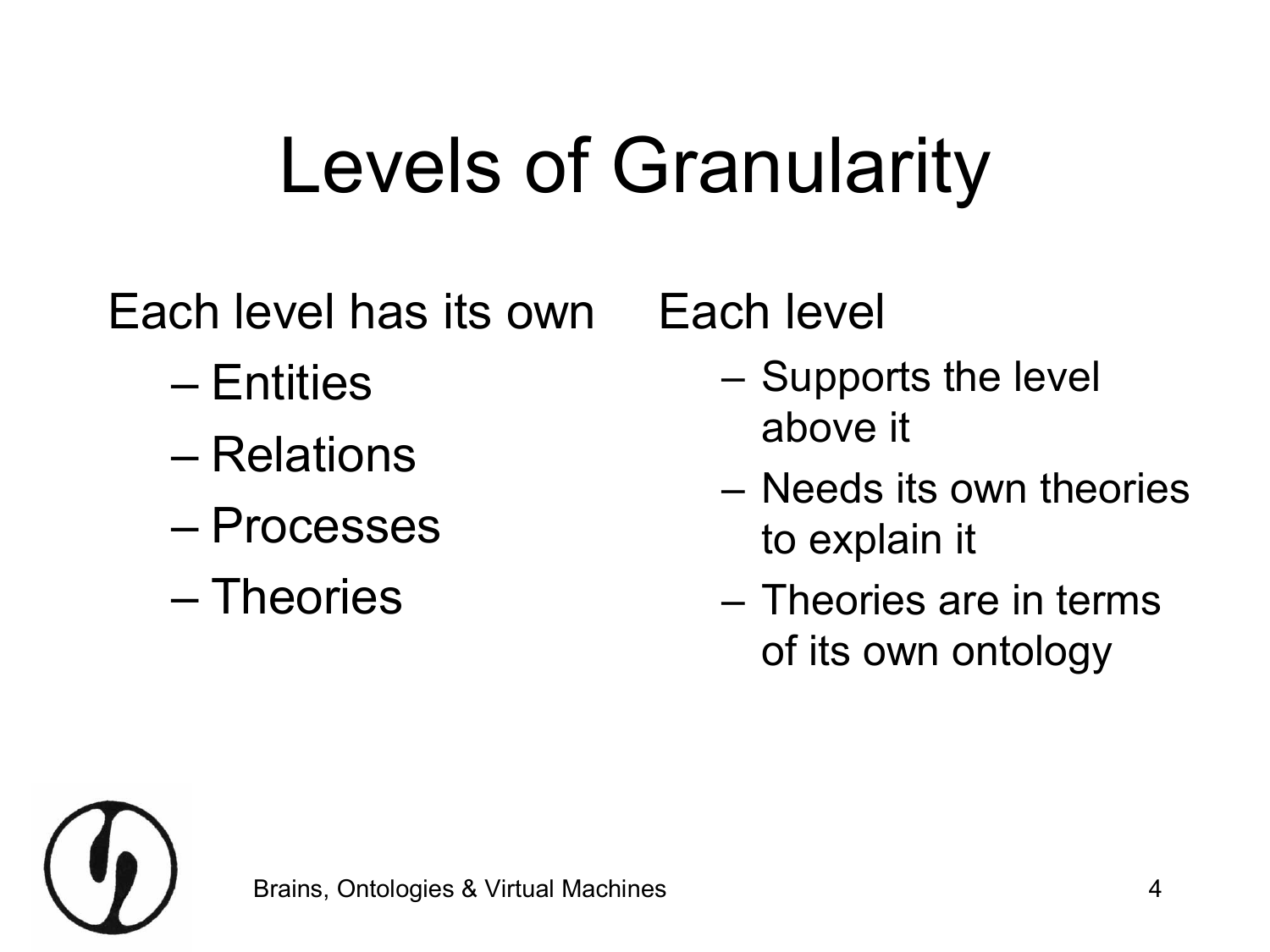# Levels of Granularity

Each level has its own

- Entities
- Relations
- Processes
- Theories

Each level

- Supports the level above it
- Needs its own theories to explain it
- Theories are in terms of its own ontology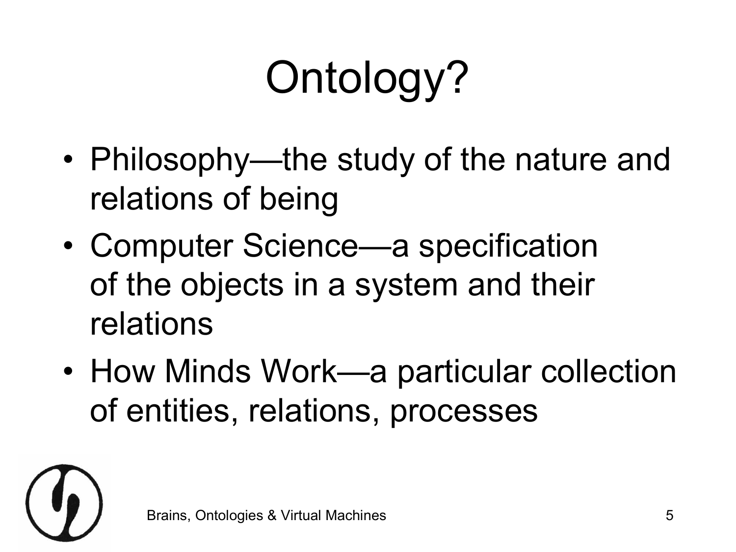# Ontology?

- Philosophy—the study of the nature and relations of being
- Computer Science—a specification of the objects in a system and their relations
- How Minds Work—a particular collection of entities, relations, processes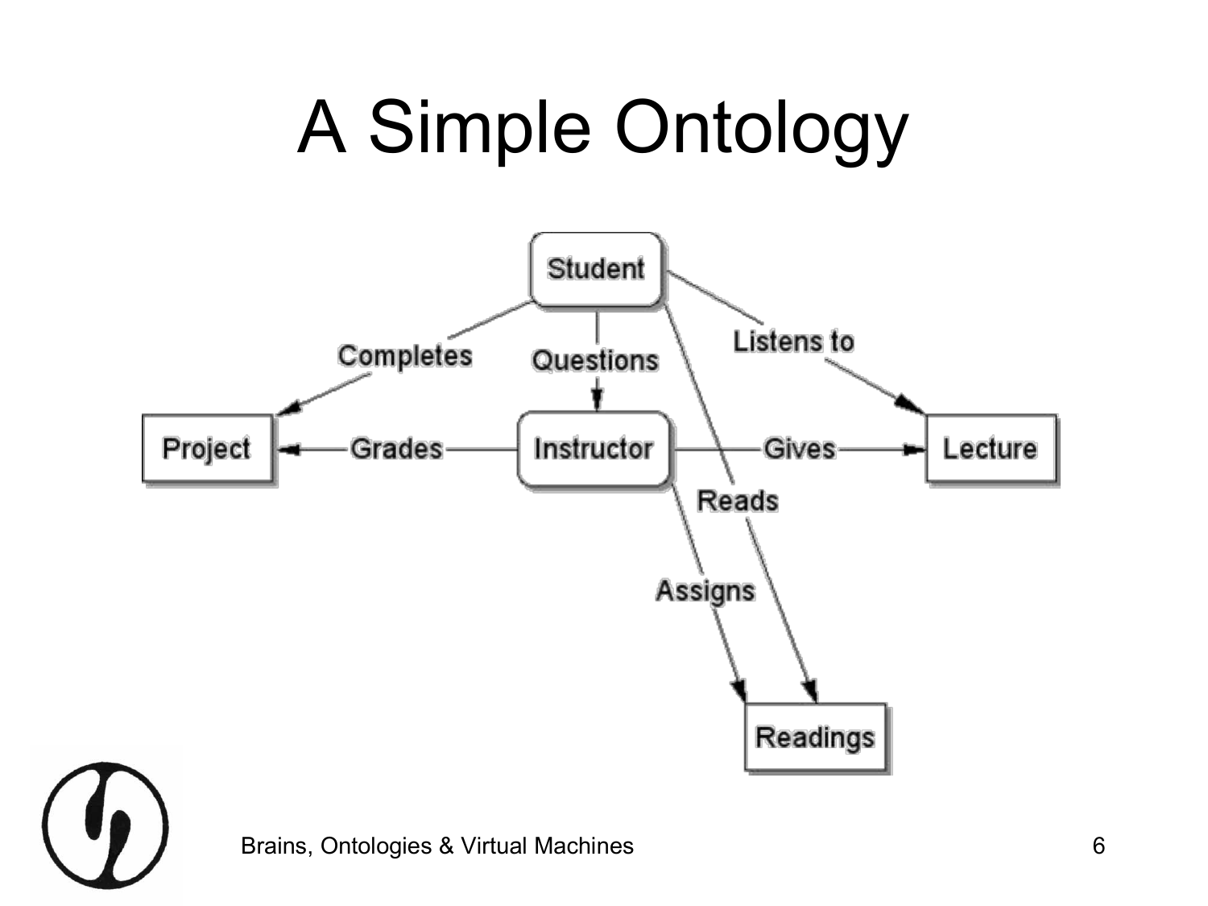# A Simple Ontology

Student

Completes

Questions

Listens to

Project

Grades

Instructor

Gives

Lecture

Reads

Assigns

Readings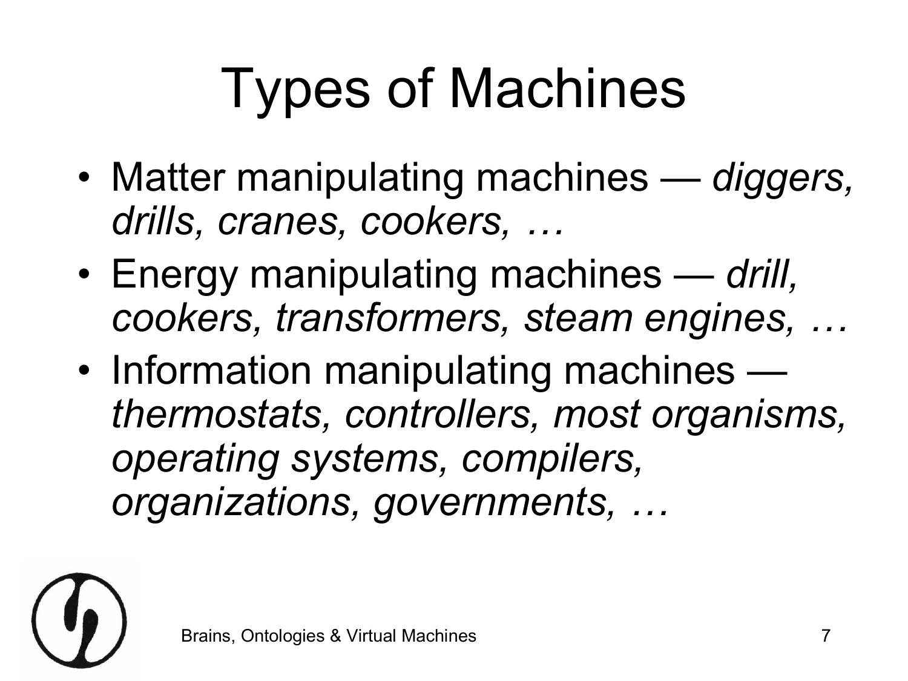# Types of Machines

- Matter manipulating machines — *diggers, drills, cranes, cookers, …*
- Energy manipulating machines — *drill, cookers, transformers, steam engines, …*
- Information manipulating machines — *thermostats, controllers, most organisms, operating systems, compilers, organizations, governments, …*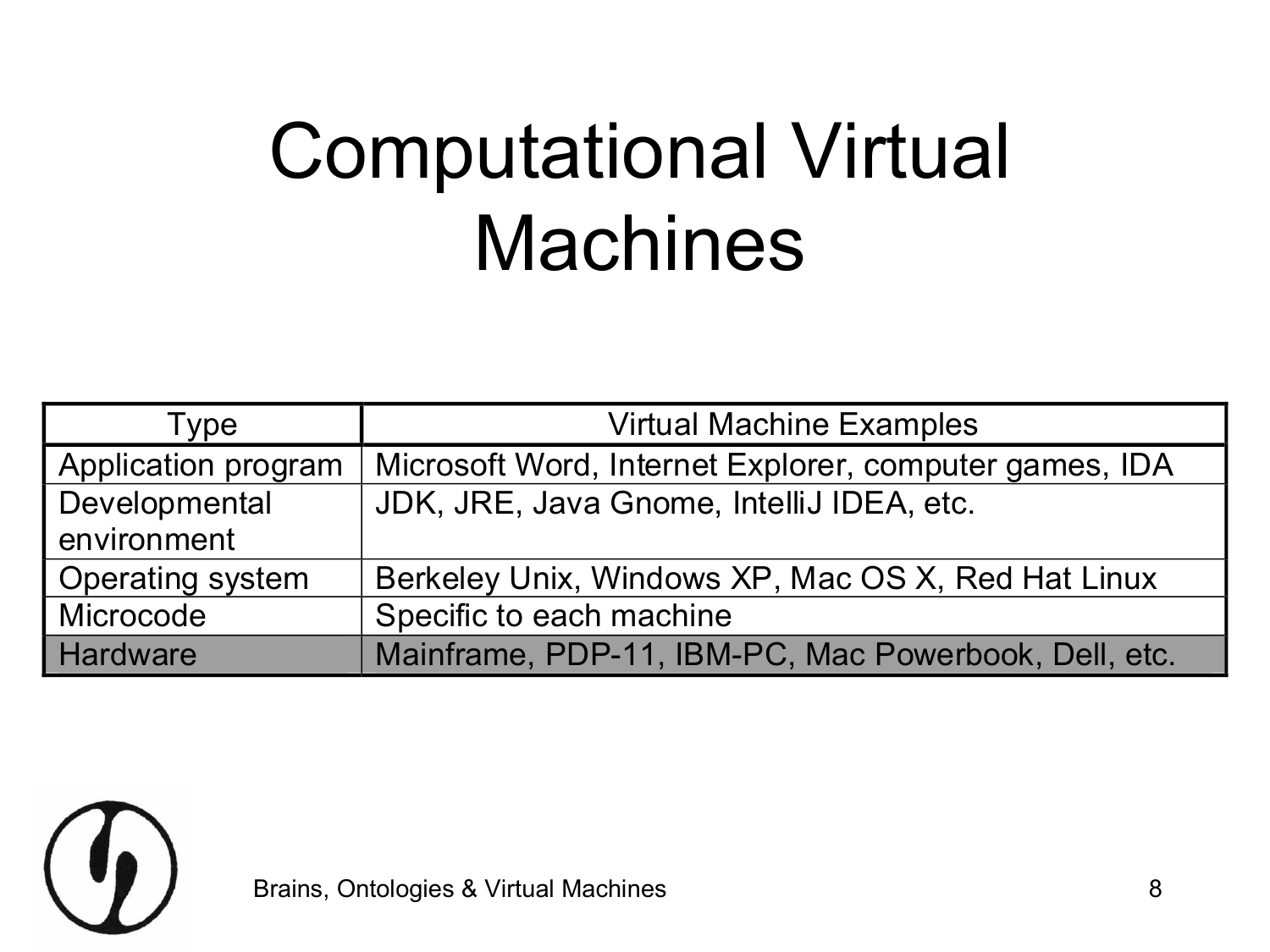# Computational Virtual Machines

| Type | Virtual Machine Examples |
| --- | --- |
| Application program | Microsoft Word, Internet Explorer, computer games, IDA |
| Developmental environment | JDK, JRE, Java Gnome, IntelliJ IDEA, etc. |
| Operating system | Berkeley Unix, Windows XP, Mac OS X, Red Hat Linux |
| Microcode | Specific to each machine |
| Hardware | Mainframe, PDP-11, IBM-PC, Mac Powerbook, Dell, etc. |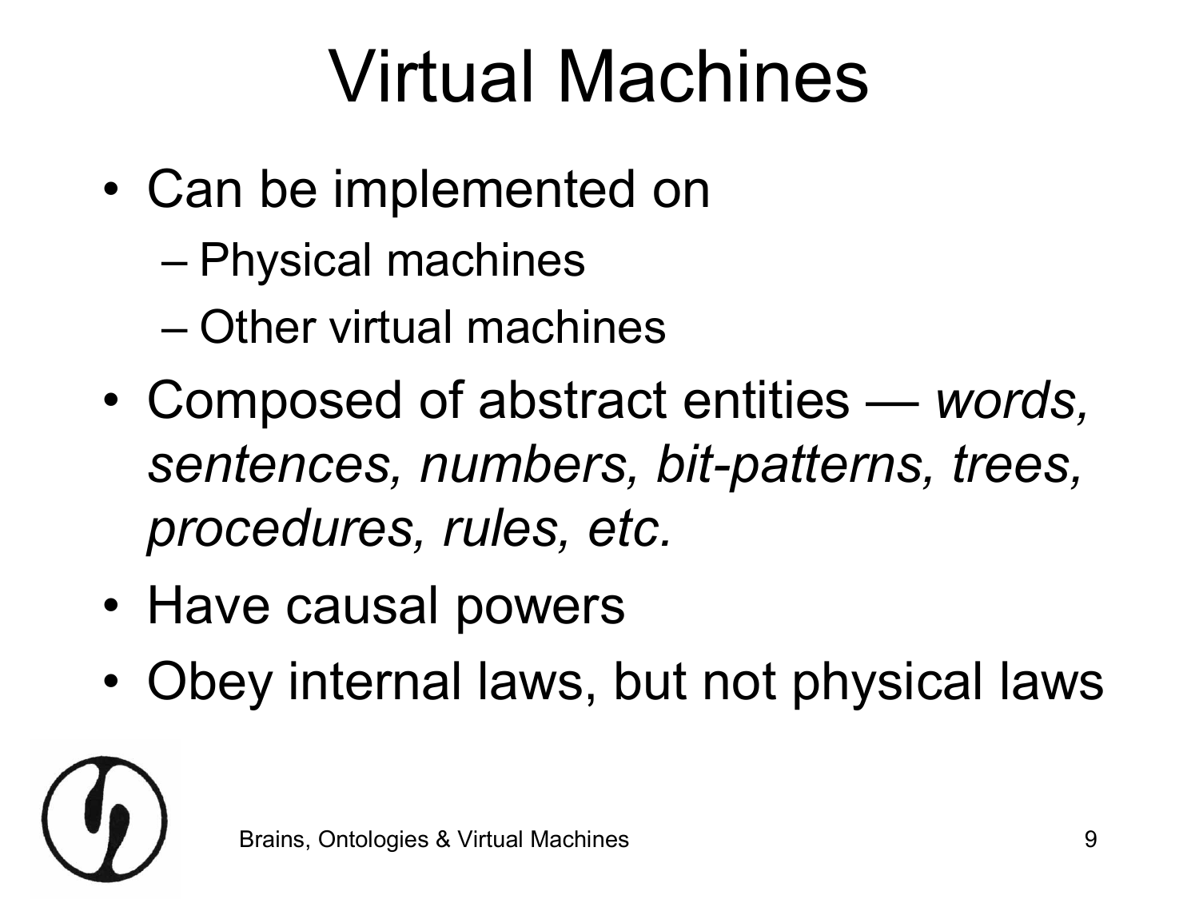# Virtual Machines

- Can be implemented on
  - Physical machines
  - Other virtual machines
- Composed of abstract entities — *words, sentences, numbers, bit-patterns, trees, procedures, rules, etc.*
- Have causal powers
- Obey internal laws, but not physical laws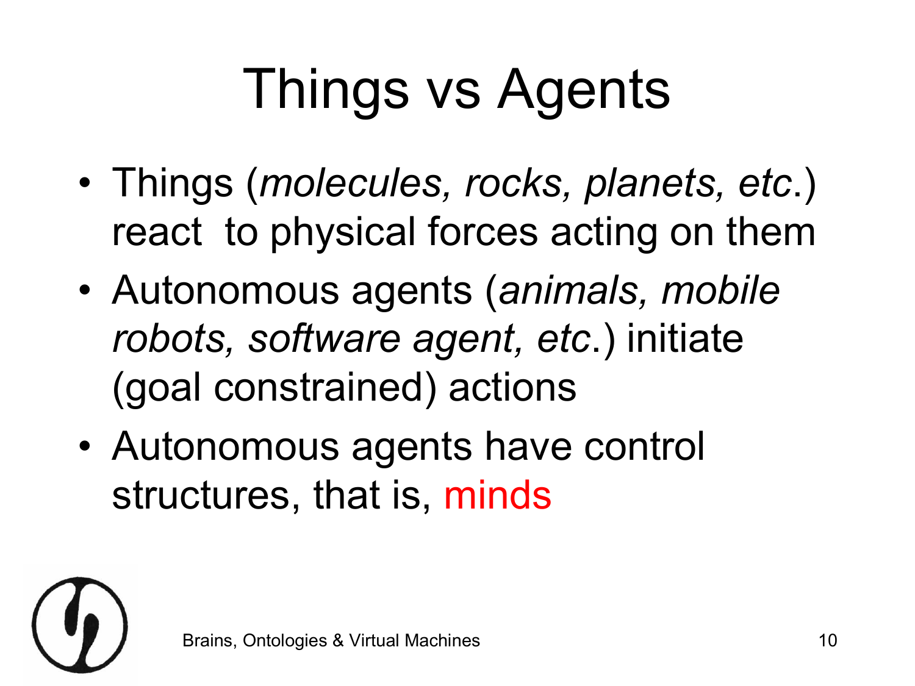# Things vs Agents

- Things (*molecules, rocks, planets, etc*.) react to physical forces acting on them
- Autonomous agents (*animals, mobile robots, software agent, etc*.) initiate (goal constrained) actions
- Autonomous agents have control structures, that is, minds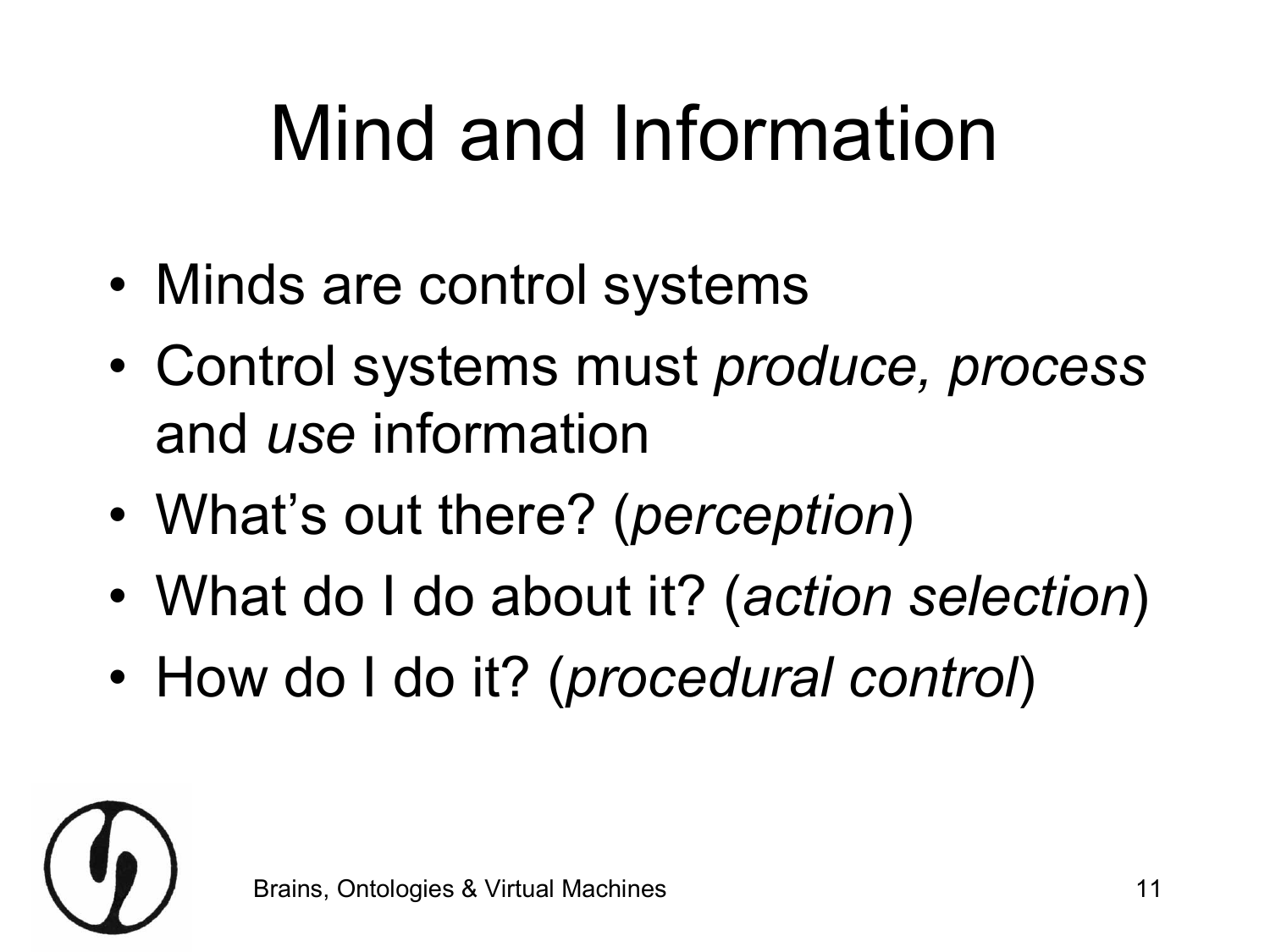# Mind and Information

- Minds are control systems
- Control systems must *produce, process* and *use* information
- What's out there? (*perception*)
- What do I do about it? (*action selection*)
- How do I do it? (*procedural control*)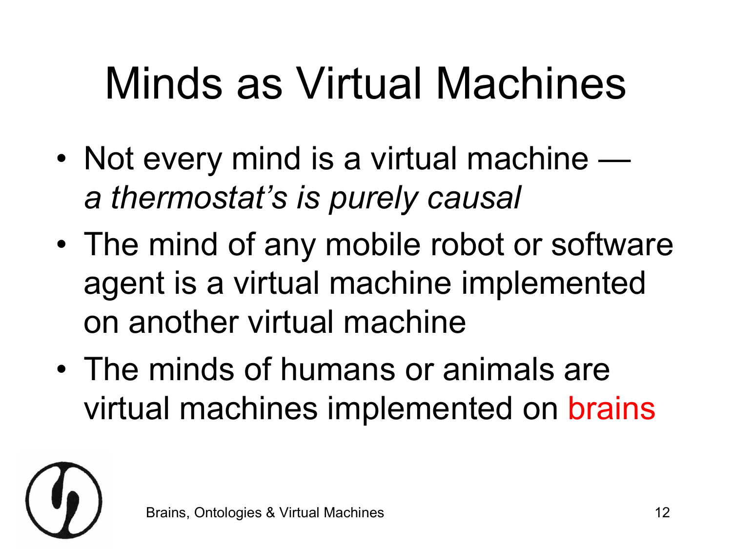# Minds as Virtual Machines

- Not every mind is a virtual machine — *a thermostat's is purely causal*
- The mind of any mobile robot or software agent is a virtual machine implemented on another virtual machine
- The minds of humans or animals are virtual machines implemented on brains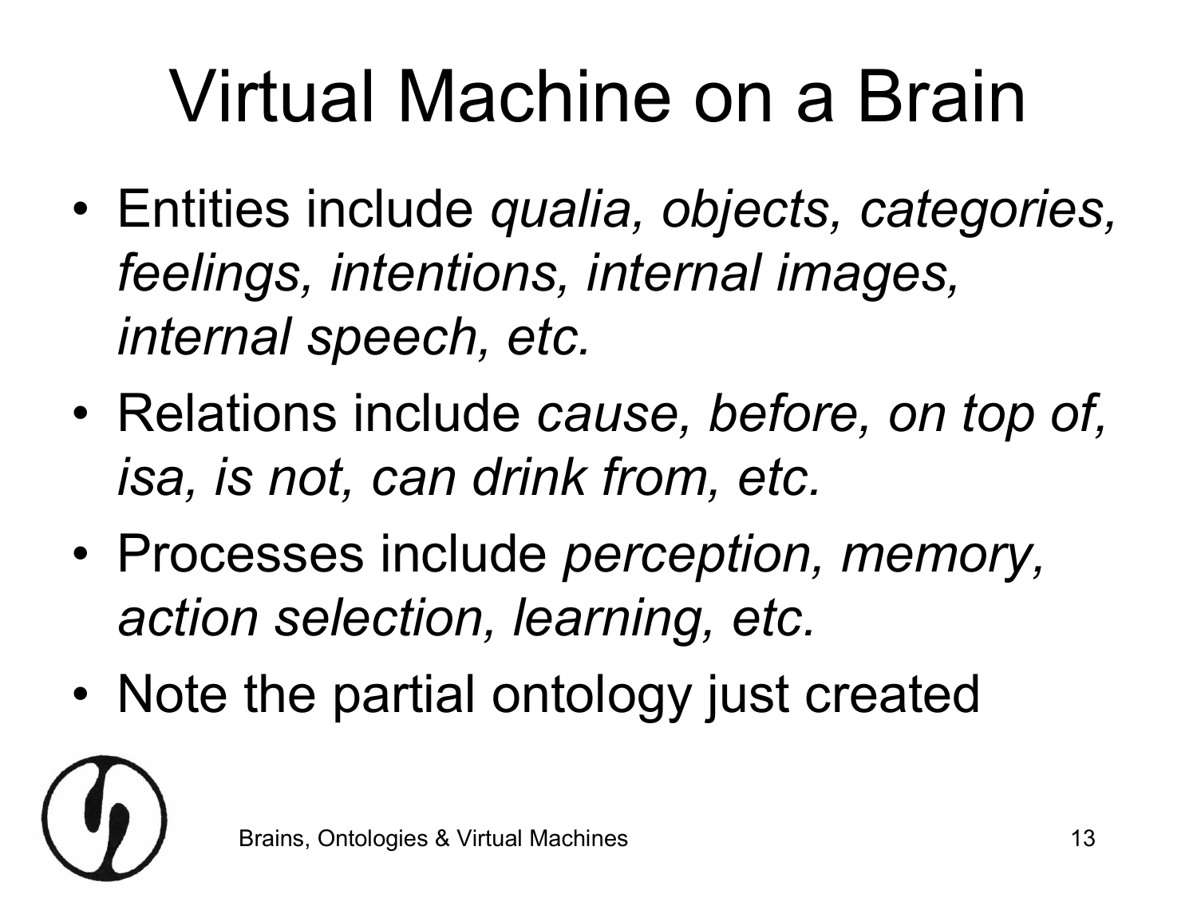# Virtual Machine on a Brain

- Entities include *qualia, objects, categories, feelings, intentions, internal images, internal speech, etc.*
- Relations include *cause, before, on top of, isa, is not, can drink from, etc.*
- Processes include *perception, memory, action selection, learning, etc.*
- Note the partial ontology just created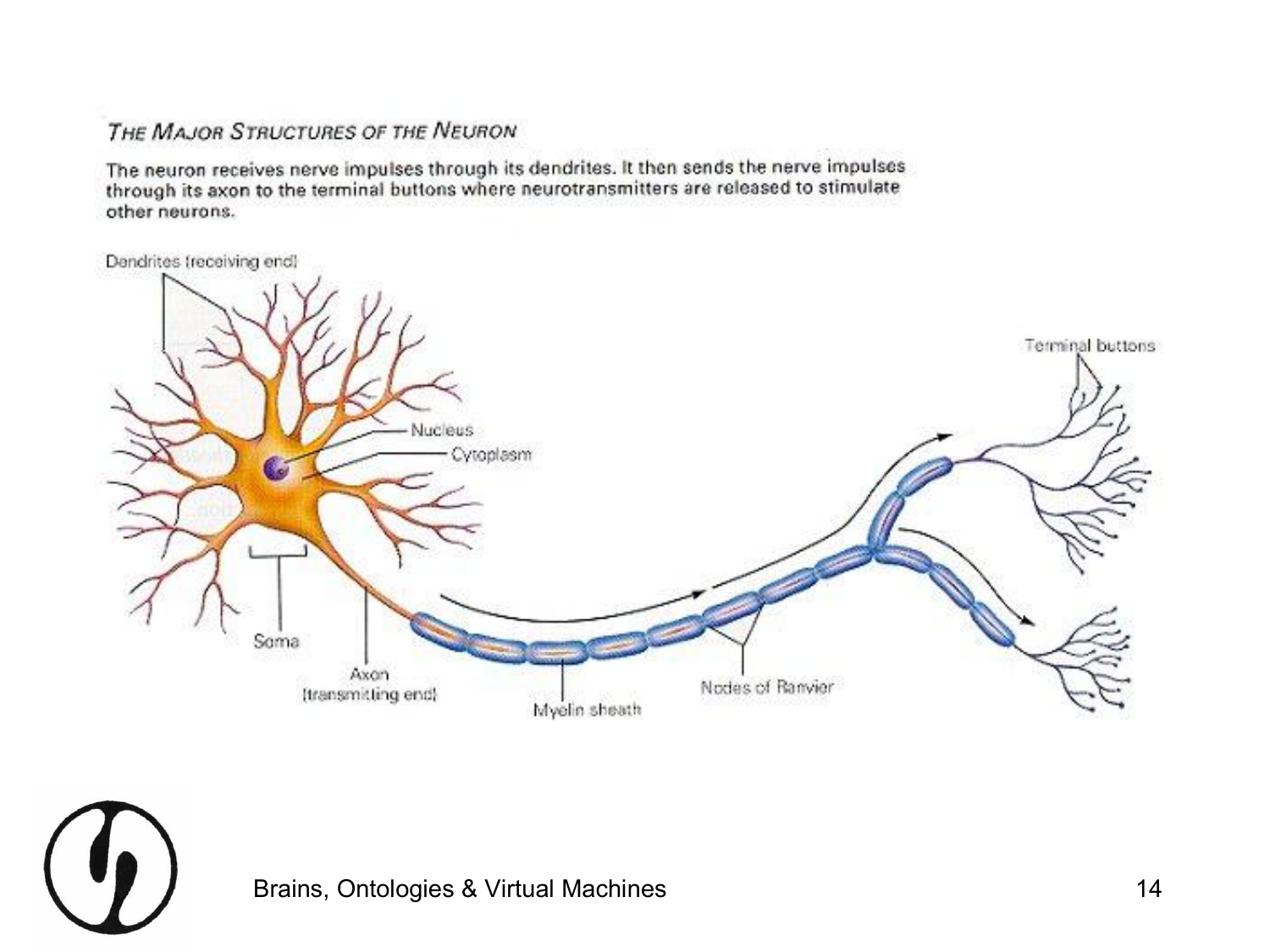*The Major Structures of the Neuron*

The neuron receives nerve impulses through its dendrites. It then sends the nerve impulses through its axon to the terminal buttons where neurotransmitters are released to stimulate other neurons.

Dendrites (receiving end)

Nucleus

Cytoplasm

Soma

Axon (transmitting end)

Myelin sheath

Nodes of Ranvier

Terminal buttons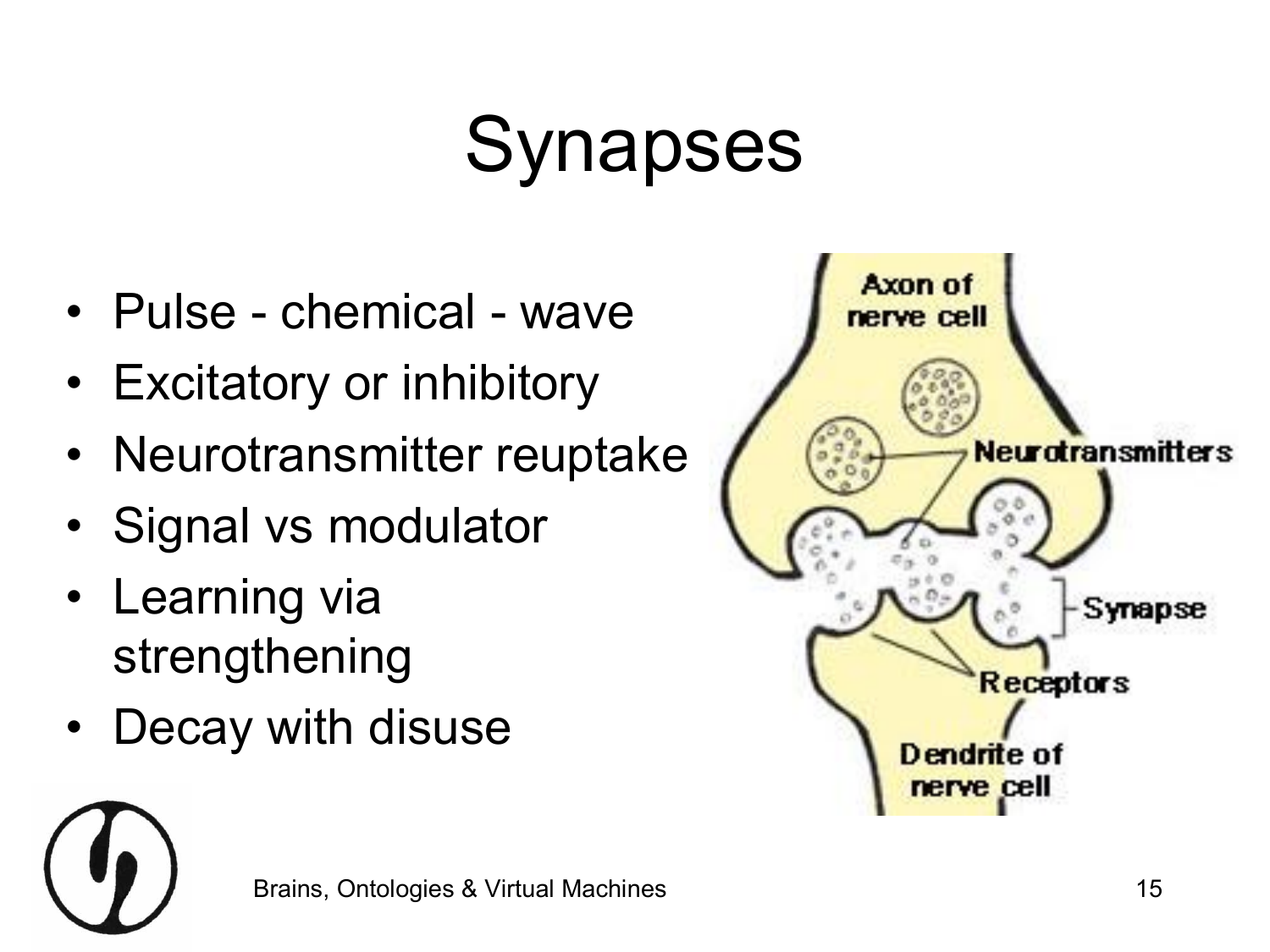# Synapses

- Pulse - chemical - wave
- Excitatory or inhibitory
- Neurotransmitter reuptake
- Signal vs modulator
- Learning via strengthening
- Decay with disuse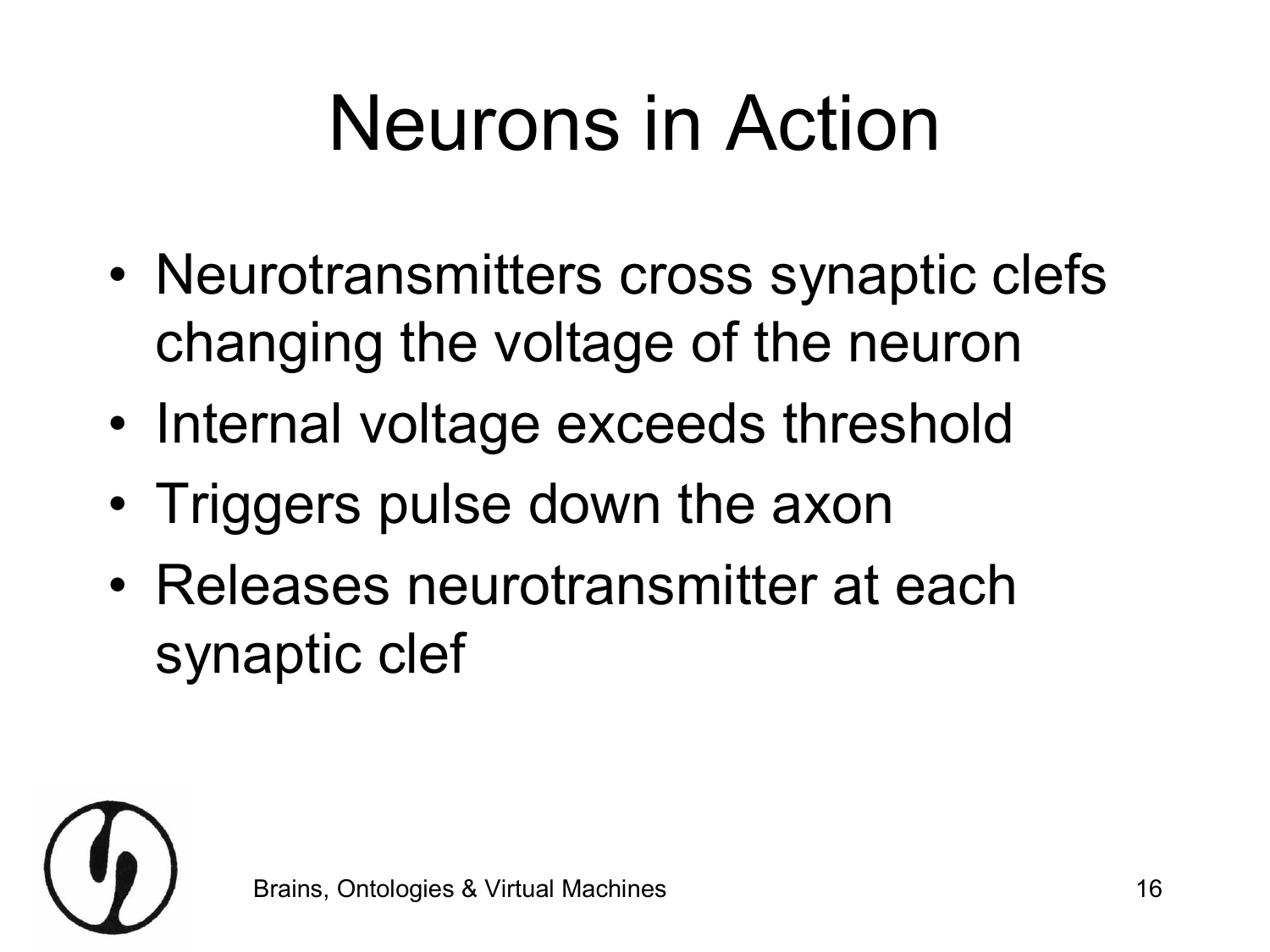# Neurons in Action

- Neurotransmitters cross synaptic clefs changing the voltage of the neuron
- Internal voltage exceeds threshold
- Triggers pulse down the axon
- Releases neurotransmitter at each synaptic clef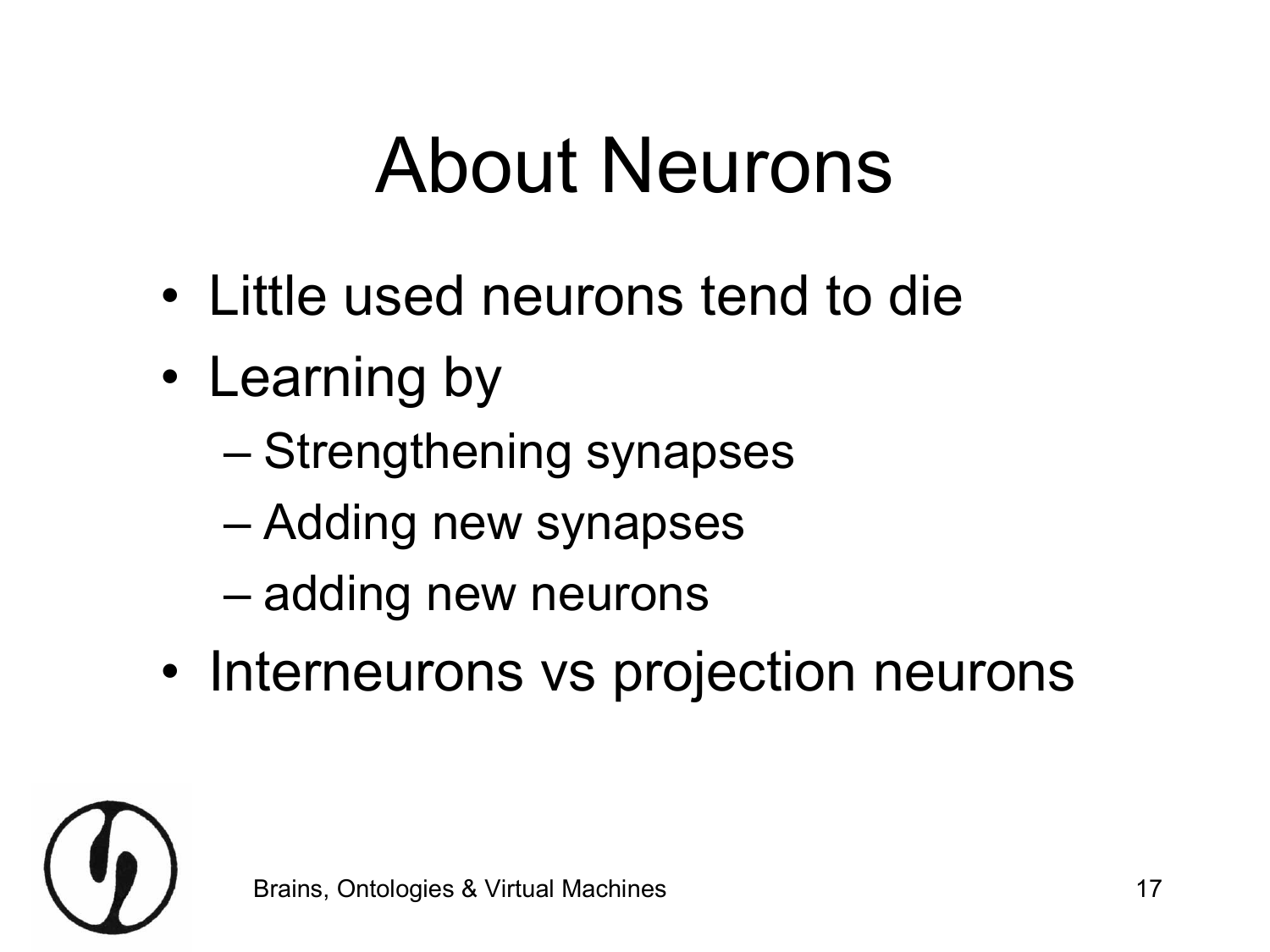# About Neurons

- Little used neurons tend to die
- Learning by
  - Strengthening synapses
  - Adding new synapses
  - adding new neurons
- Interneurons vs projection neurons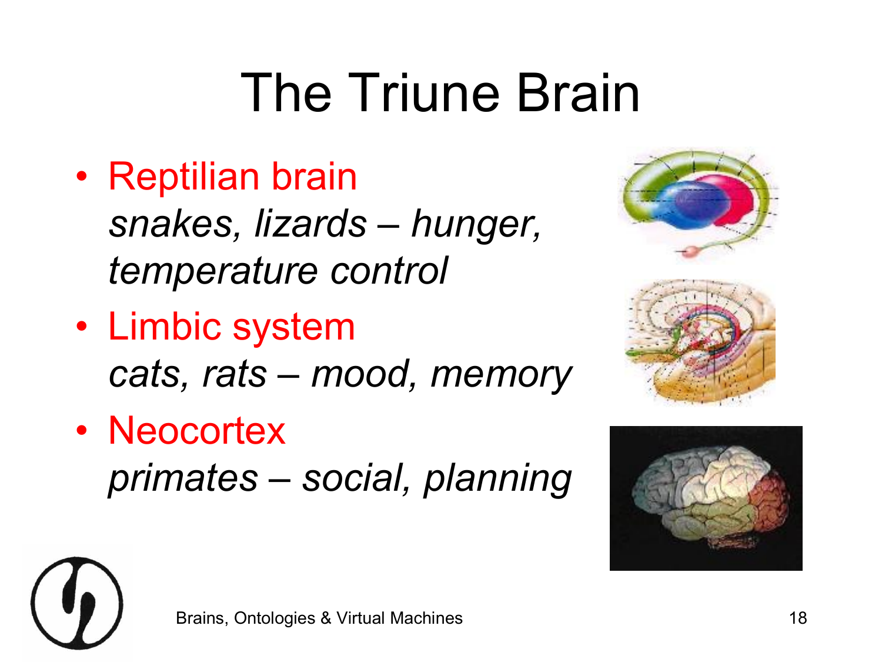# The Triune Brain

- Reptilian brain
  *snakes, lizards – hunger, temperature control*
- Limbic system
  *cats, rats – mood, memory*
- Neocortex
  *primates – social, planning*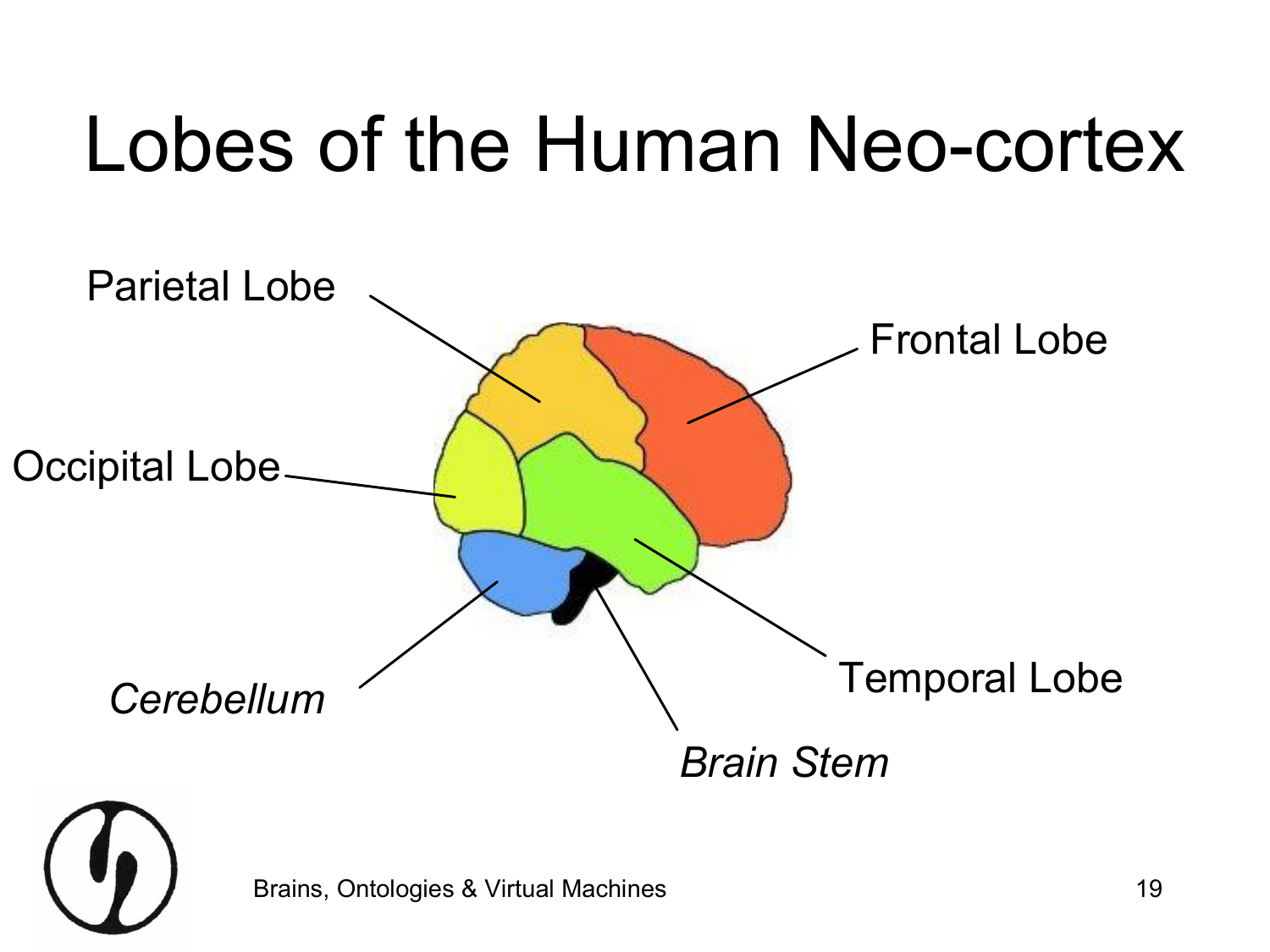# Lobes of the Human Neo-cortex

Parietal Lobe

Frontal Lobe

Occipital Lobe

Temporal Lobe

*Cerebellum*

*Brain Stem*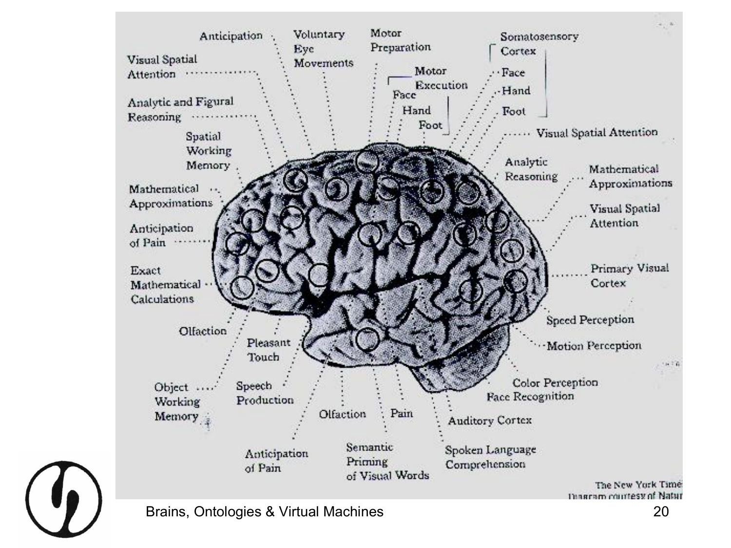Anticipation

Voluntary Eye Movements

Motor Preparation

Somatosensory Cortex
- Face
- Hand
- Foot

Visual Spatial Attention

Motor Execution
- Face
- Hand
- Foot

Analytic and Figural Reasoning

Spatial Working Memory

Visual Spatial Attention

Analytic Reasoning

Mathematical Approximations

Mathematical Approximations

Visual Spatial Attention

Anticipation of Pain

Exact Mathematical Calculations

Primary Visual Cortex

Speed Perception

Olfaction

Pleasant Touch

Motion Perception

Object Working Memory

Speech Production

Color Perception

Face Recognition

Olfaction

Pain

Auditory Cortex

Anticipation of Pain

Semantic Priming of Visual Words

Spoken Language Comprehension

The New York Times
Diagram courtesy of Nature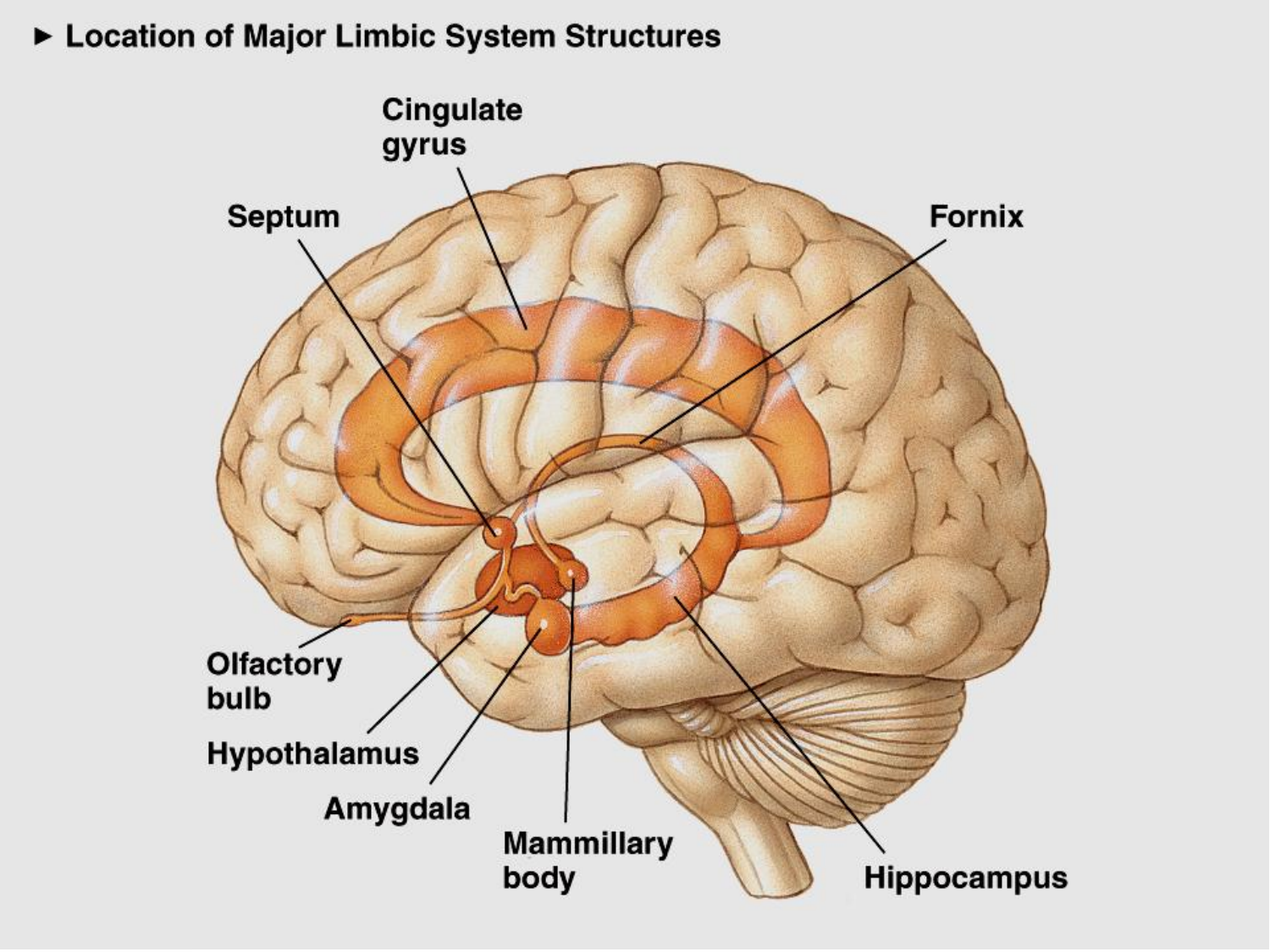► Location of Major Limbic System Structures

Cingulate gyrus

Septum

Fornix

Olfactory bulb

Hypothalamus

Amygdala

Mammillary body

Hippocampus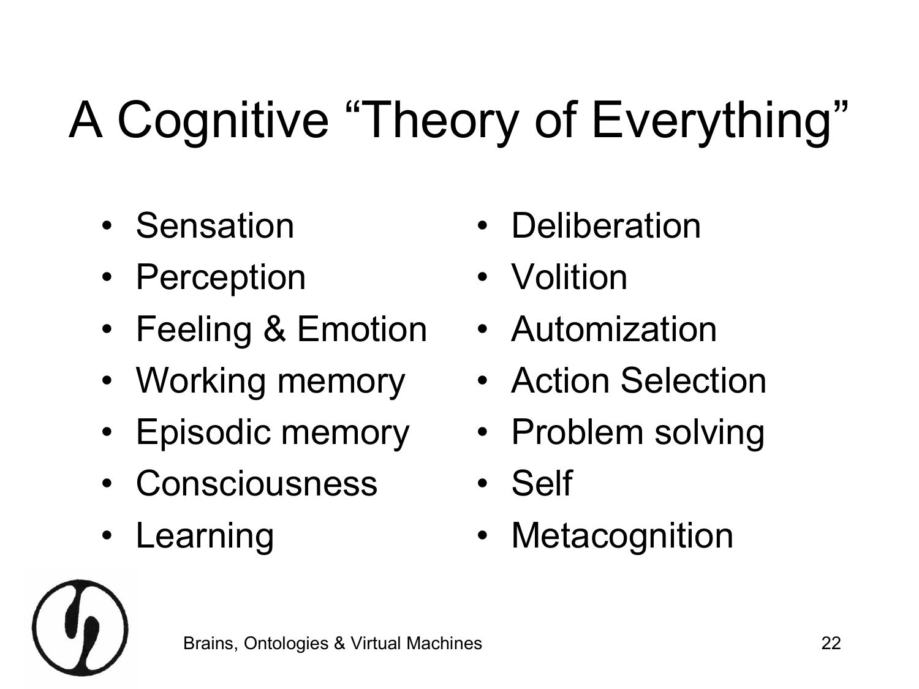# A Cognitive "Theory of Everything"

- Sensation
- Perception
- Feeling & Emotion
- Working memory
- Episodic memory
- Consciousness
- Learning
- Deliberation
- Volition
- Automization
- Action Selection
- Problem solving
- Self
- Metacognition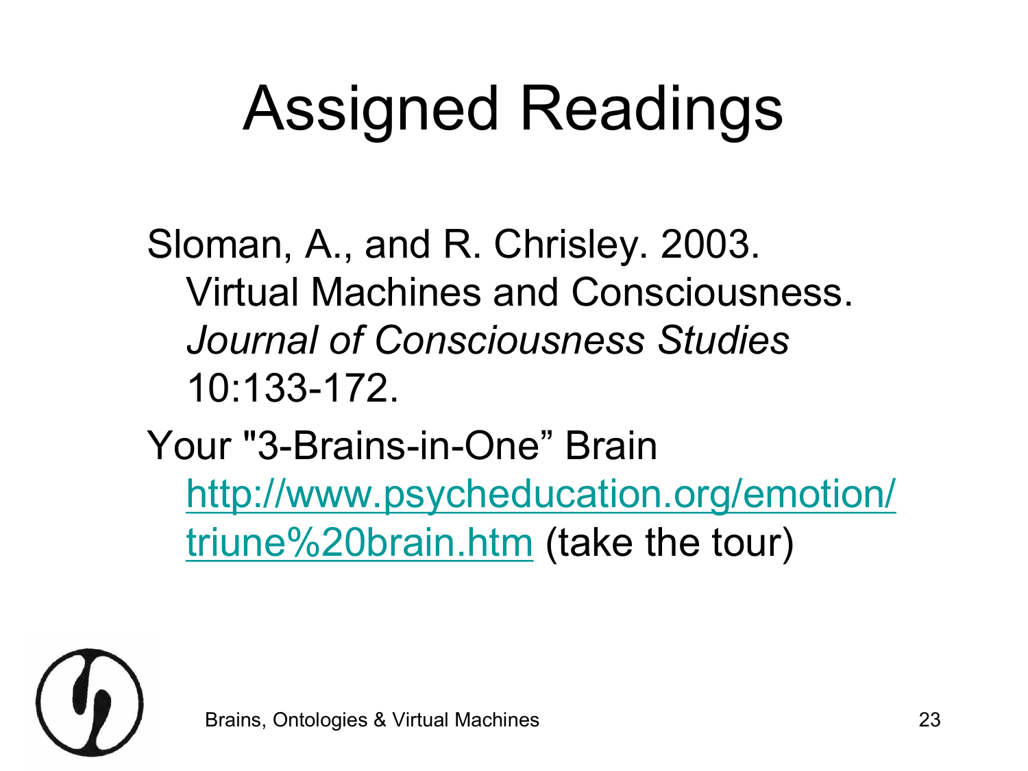# Assigned Readings

Sloman, A., and R. Chrisley. 2003. Virtual Machines and Consciousness. *Journal of Consciousness Studies* 10:133-172.

Your "3-Brains-in-One" Brain http://www.psycheducation.org/emotion/triune%20brain.htm (take the tour)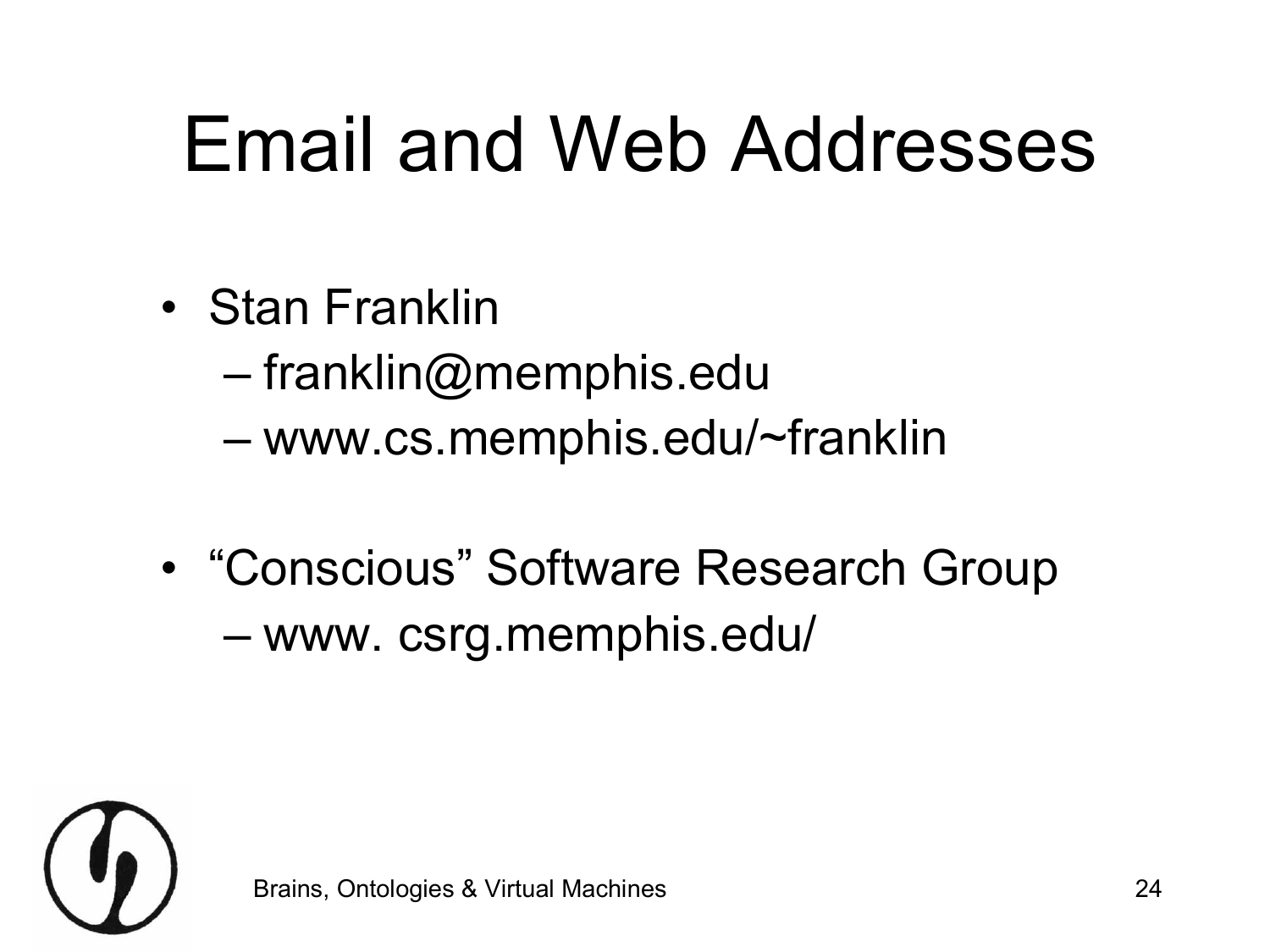# Email and Web Addresses

- Stan Franklin
  - franklin@memphis.edu
  - www.cs.memphis.edu/~franklin
- “Conscious” Software Research Group
  - www. csrg.memphis.edu/